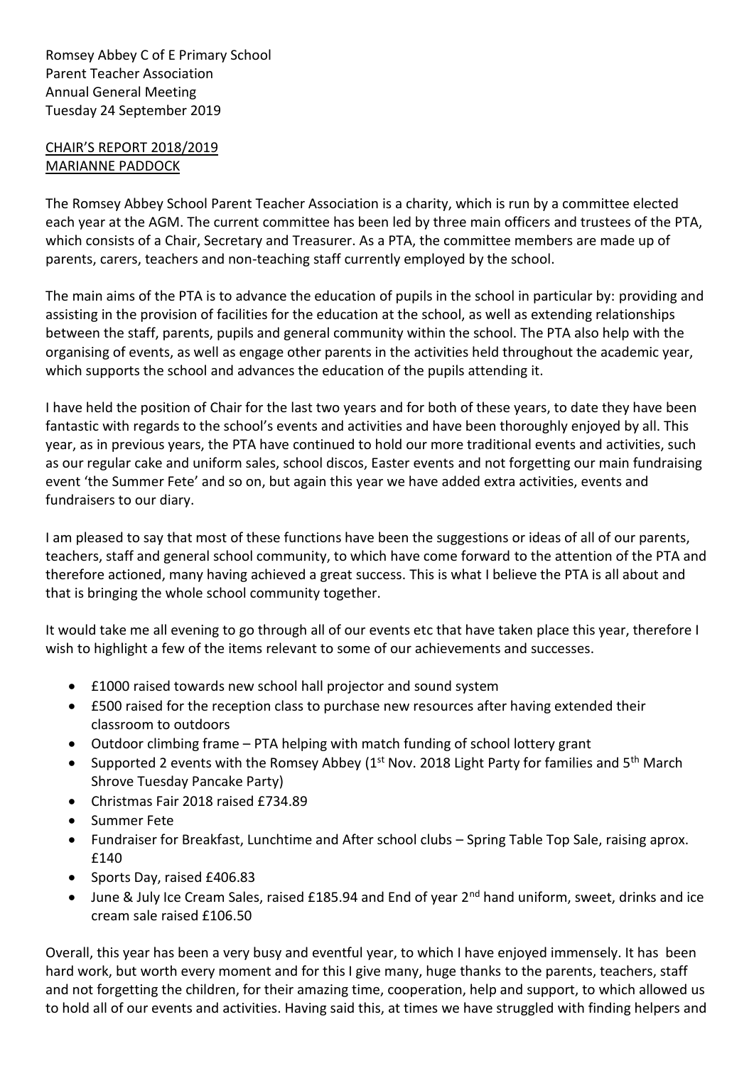Romsey Abbey C of E Primary School
Parent Teacher Association
Annual General Meeting
Tuesday 24 September 2019

CHAIR'S REPORT 2018/2019
MARIANNE PADDOCK

The Romsey Abbey School Parent Teacher Association is a charity, which is run by a committee elected each year at the AGM. The current committee has been led by three main officers and trustees of the PTA, which consists of a Chair, Secretary and Treasurer. As a PTA, the committee members are made up of parents, carers, teachers and non-teaching staff currently employed by the school.

The main aims of the PTA is to advance the education of pupils in the school in particular by: providing and assisting in the provision of facilities for the education at the school, as well as extending relationships between the staff, parents, pupils and general community within the school. The PTA also help with the organising of events, as well as engage other parents in the activities held throughout the academic year, which supports the school and advances the education of the pupils attending it.

I have held the position of Chair for the last two years and for both of these years, to date they have been fantastic with regards to the school's events and activities and have been thoroughly enjoyed by all. This year, as in previous years, the PTA have continued to hold our more traditional events and activities, such as our regular cake and uniform sales, school discos, Easter events and not forgetting our main fundraising event 'the Summer Fete' and so on, but again this year we have added extra activities, events and fundraisers to our diary.

I am pleased to say that most of these functions have been the suggestions or ideas of all of our parents, teachers, staff and general school community, to which have come forward to the attention of the PTA and therefore actioned, many having achieved a great success. This is what I believe the PTA is all about and that is bringing the whole school community together.

It would take me all evening to go through all of our events etc that have taken place this year, therefore I wish to highlight a few of the items relevant to some of our achievements and successes.

- £1000 raised towards new school hall projector and sound system
- £500 raised for the reception class to purchase new resources after having extended their classroom to outdoors
- Outdoor climbing frame – PTA helping with match funding of school lottery grant
- Supported 2 events with the Romsey Abbey (1st Nov. 2018 Light Party for families and 5th March Shrove Tuesday Pancake Party)
- Christmas Fair 2018 raised £734.89
- Summer Fete
- Fundraiser for Breakfast, Lunchtime and After school clubs – Spring Table Top Sale, raising aprox. £140
- Sports Day, raised £406.83
- June & July Ice Cream Sales, raised £185.94 and End of year 2nd hand uniform, sweet, drinks and ice cream sale raised £106.50

Overall, this year has been a very busy and eventful year, to which I have enjoyed immensely. It has been hard work, but worth every moment and for this I give many, huge thanks to the parents, teachers, staff and not forgetting the children, for their amazing time, cooperation, help and support, to which allowed us to hold all of our events and activities. Having said this, at times we have struggled with finding helpers and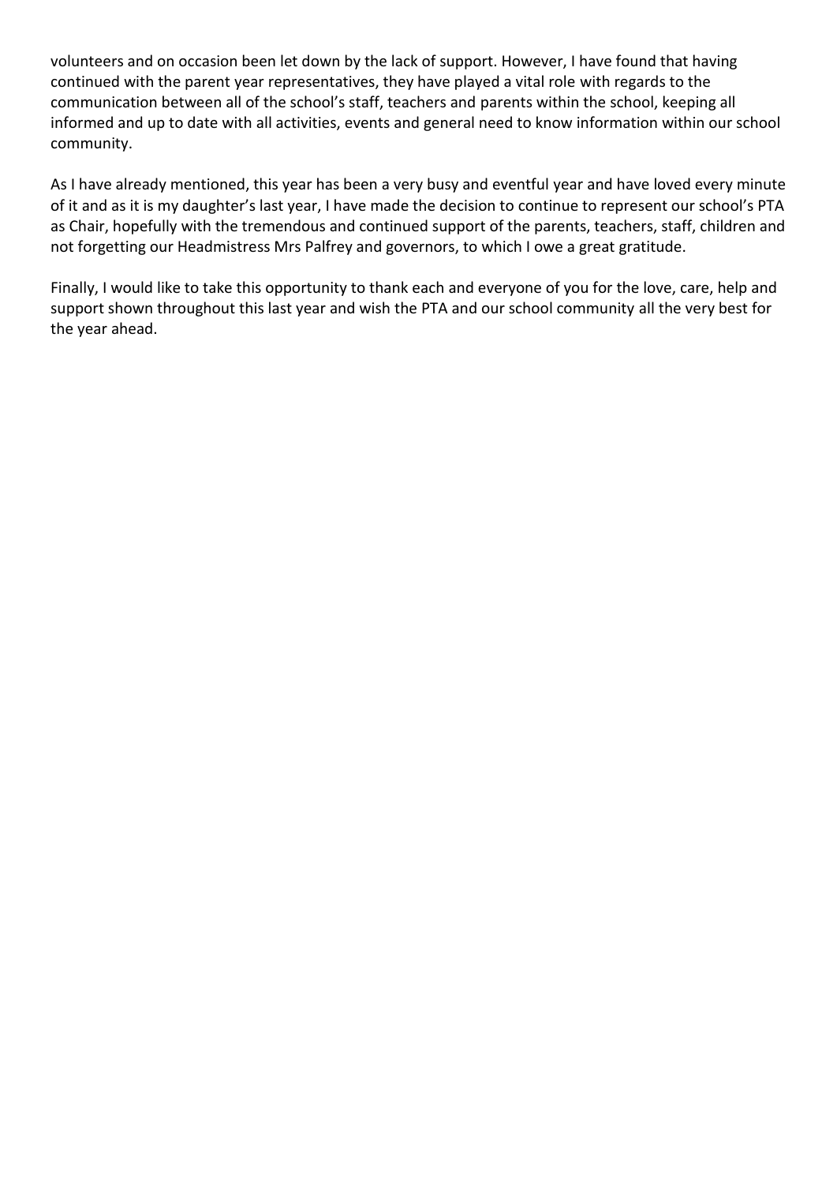volunteers and on occasion been let down by the lack of support. However, I have found that having continued with the parent year representatives, they have played a vital role with regards to the communication between all of the school's staff, teachers and parents within the school, keeping all informed and up to date with all activities, events and general need to know information within our school community.

As I have already mentioned, this year has been a very busy and eventful year and have loved every minute of it and as it is my daughter's last year, I have made the decision to continue to represent our school's PTA as Chair, hopefully with the tremendous and continued support of the parents, teachers, staff, children and not forgetting our Headmistress Mrs Palfrey and governors, to which I owe a great gratitude.

Finally, I would like to take this opportunity to thank each and everyone of you for the love, care, help and support shown throughout this last year and wish the PTA and our school community all the very best for the year ahead.